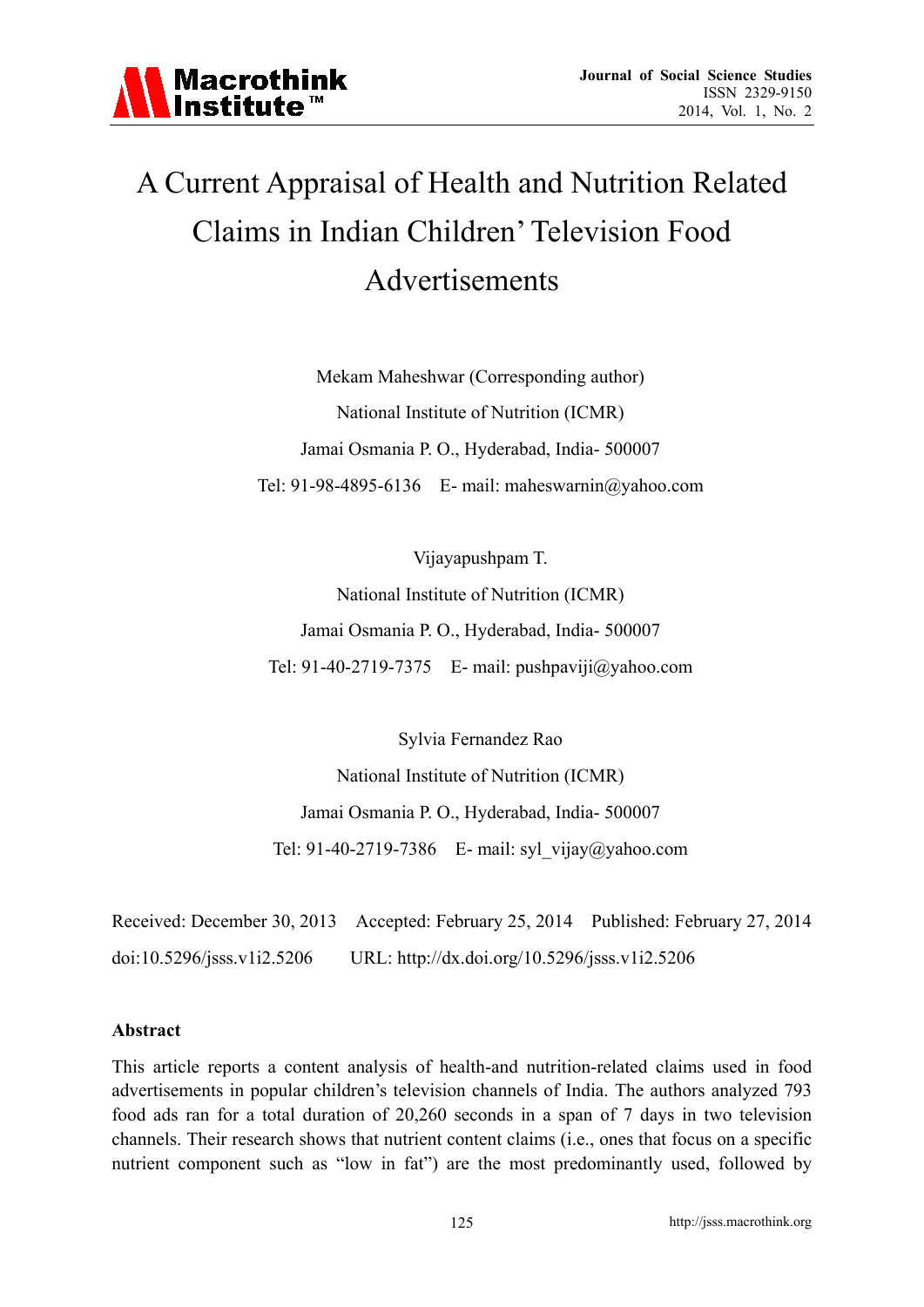# A Current Appraisal of Health and Nutrition Related Claims in Indian Children' Television Food Advertisements

Mekam Maheshwar (Corresponding author)

National Institute of Nutrition (ICMR)

Jamai Osmania P. O., Hyderabad, India- 500007

Tel: 91-98-4895-6136 E- mail: maheswarnin@yahoo.com

Vijayapushpam T.

National Institute of Nutrition (ICMR)

Jamai Osmania P. O., Hyderabad, India- 500007

Tel: 91-40-2719-7375 E- mail: pushpaviji@yahoo.com

Sylvia Fernandez Rao

National Institute of Nutrition (ICMR)

Jamai Osmania P. O., Hyderabad, India- 500007

Tel: 91-40-2719-7386 E- mail: syl_vijay@yahoo.com

Received: December 30, 2013 Accepted: February 25, 2014 Published: February 27, 2014

doi:10.5296/jsss.v1i2.5206 URL: http://dx.doi.org/10.5296/jsss.v1i2.5206

**Abstract**

This article reports a content analysis of health-and nutrition-related claims used in food advertisements in popular children's television channels of India. The authors analyzed 793 food ads ran for a total duration of 20,260 seconds in a span of 7 days in two television channels. Their research shows that nutrient content claims (i.e., ones that focus on a specific nutrient component such as "low in fat") are the most predominantly used, followed by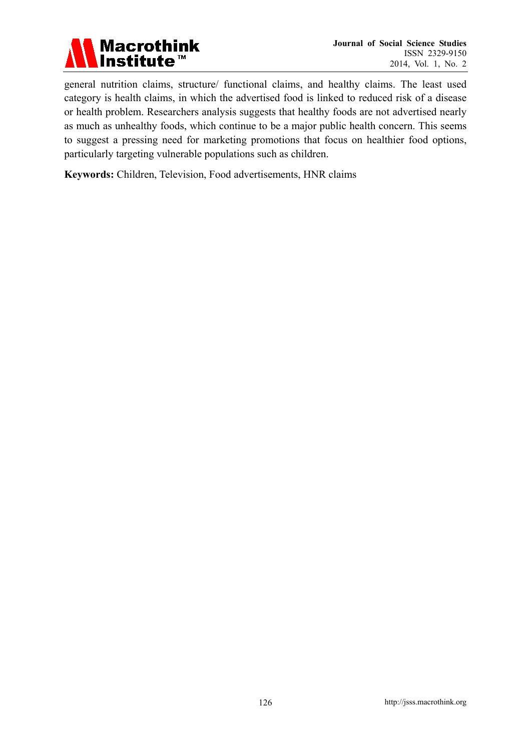general nutrition claims, structure/ functional claims, and healthy claims. The least used category is health claims, in which the advertised food is linked to reduced risk of a disease or health problem. Researchers analysis suggests that healthy foods are not advertised nearly as much as unhealthy foods, which continue to be a major public health concern. This seems to suggest a pressing need for marketing promotions that focus on healthier food options, particularly targeting vulnerable populations such as children.

**Keywords:** Children, Television, Food advertisements, HNR claims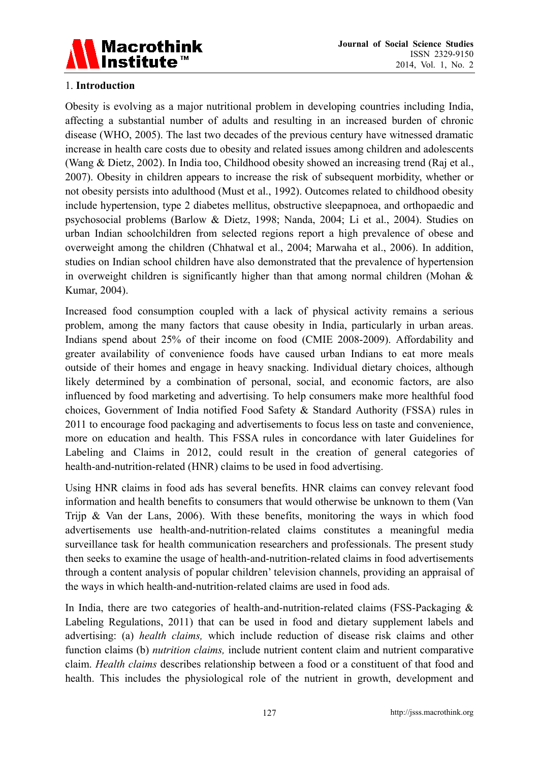## 1. Introduction

Obesity is evolving as a major nutritional problem in developing countries including India, affecting a substantial number of adults and resulting in an increased burden of chronic disease (WHO, 2005). The last two decades of the previous century have witnessed dramatic increase in health care costs due to obesity and related issues among children and adolescents (Wang & Dietz, 2002). In India too, Childhood obesity showed an increasing trend (Raj et al., 2007). Obesity in children appears to increase the risk of subsequent morbidity, whether or not obesity persists into adulthood (Must et al., 1992). Outcomes related to childhood obesity include hypertension, type 2 diabetes mellitus, obstructive sleepapnoea, and orthopaedic and psychosocial problems (Barlow & Dietz, 1998; Nanda, 2004; Li et al., 2004). Studies on urban Indian schoolchildren from selected regions report a high prevalence of obese and overweight among the children (Chhatwal et al., 2004; Marwaha et al., 2006). In addition, studies on Indian school children have also demonstrated that the prevalence of hypertension in overweight children is significantly higher than that among normal children (Mohan & Kumar, 2004).

Increased food consumption coupled with a lack of physical activity remains a serious problem, among the many factors that cause obesity in India, particularly in urban areas. Indians spend about 25% of their income on food (CMIE 2008-2009). Affordability and greater availability of convenience foods have caused urban Indians to eat more meals outside of their homes and engage in heavy snacking. Individual dietary choices, although likely determined by a combination of personal, social, and economic factors, are also influenced by food marketing and advertising. To help consumers make more healthful food choices, Government of India notified Food Safety & Standard Authority (FSSA) rules in 2011 to encourage food packaging and advertisements to focus less on taste and convenience, more on education and health. This FSSA rules in concordance with later Guidelines for Labeling and Claims in 2012, could result in the creation of general categories of health-and-nutrition-related (HNR) claims to be used in food advertising.

Using HNR claims in food ads has several benefits. HNR claims can convey relevant food information and health benefits to consumers that would otherwise be unknown to them (Van Trijp & Van der Lans, 2006). With these benefits, monitoring the ways in which food advertisements use health-and-nutrition-related claims constitutes a meaningful media surveillance task for health communication researchers and professionals. The present study then seeks to examine the usage of health-and-nutrition-related claims in food advertisements through a content analysis of popular children' television channels, providing an appraisal of the ways in which health-and-nutrition-related claims are used in food ads.

In India, there are two categories of health-and-nutrition-related claims (FSS-Packaging & Labeling Regulations, 2011) that can be used in food and dietary supplement labels and advertising: (a) *health claims,* which include reduction of disease risk claims and other function claims (b) *nutrition claims,* include nutrient content claim and nutrient comparative claim. *Health claims* describes relationship between a food or a constituent of that food and health. This includes the physiological role of the nutrient in growth, development and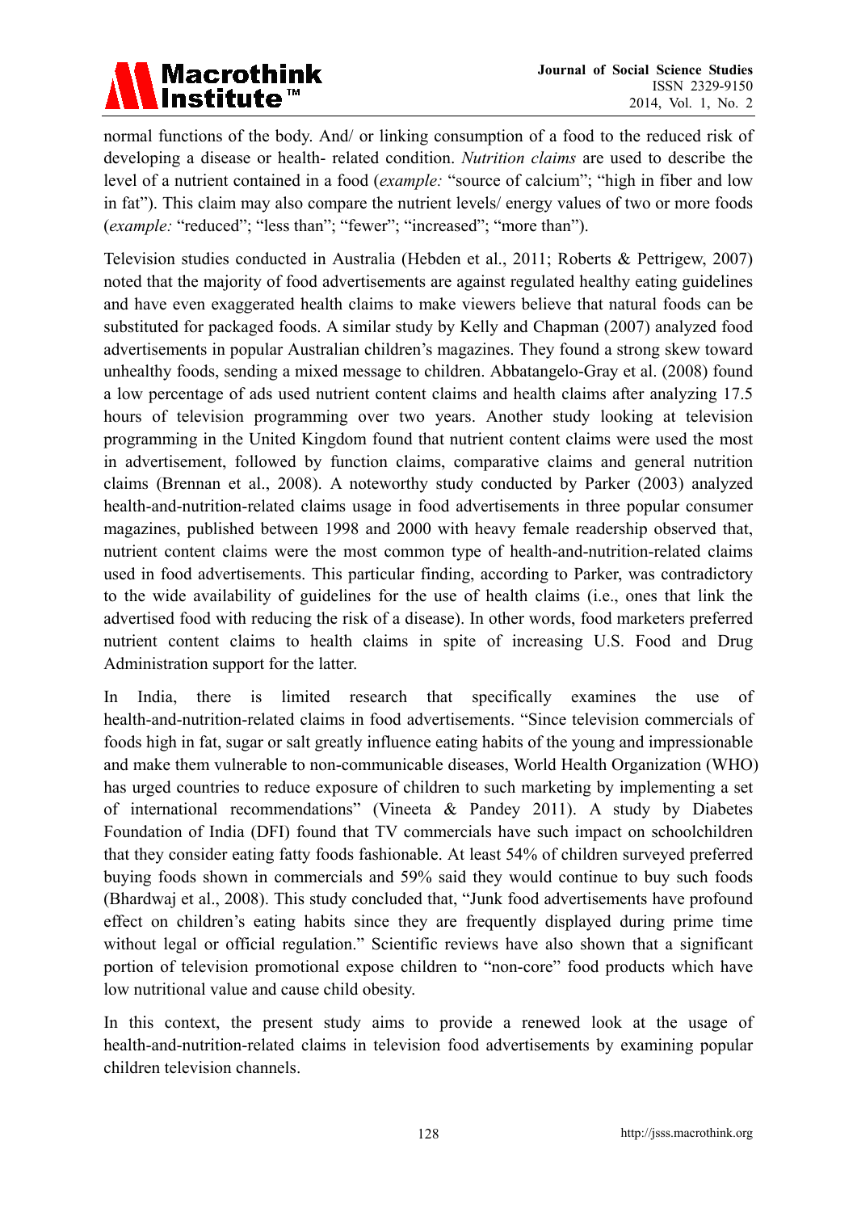normal functions of the body. And/ or linking consumption of a food to the reduced risk of developing a disease or health- related condition. *Nutrition claims* are used to describe the level of a nutrient contained in a food (*example:* "source of calcium"; "high in fiber and low in fat"). This claim may also compare the nutrient levels/ energy values of two or more foods (*example:* "reduced"; "less than"; "fewer"; "increased"; "more than").

Television studies conducted in Australia (Hebden et al., 2011; Roberts & Pettrigew, 2007) noted that the majority of food advertisements are against regulated healthy eating guidelines and have even exaggerated health claims to make viewers believe that natural foods can be substituted for packaged foods. A similar study by Kelly and Chapman (2007) analyzed food advertisements in popular Australian children's magazines. They found a strong skew toward unhealthy foods, sending a mixed message to children. Abbatangelo-Gray et al. (2008) found a low percentage of ads used nutrient content claims and health claims after analyzing 17.5 hours of television programming over two years. Another study looking at television programming in the United Kingdom found that nutrient content claims were used the most in advertisement, followed by function claims, comparative claims and general nutrition claims (Brennan et al., 2008). A noteworthy study conducted by Parker (2003) analyzed health-and-nutrition-related claims usage in food advertisements in three popular consumer magazines, published between 1998 and 2000 with heavy female readership observed that, nutrient content claims were the most common type of health-and-nutrition-related claims used in food advertisements. This particular finding, according to Parker, was contradictory to the wide availability of guidelines for the use of health claims (i.e., ones that link the advertised food with reducing the risk of a disease). In other words, food marketers preferred nutrient content claims to health claims in spite of increasing U.S. Food and Drug Administration support for the latter.

In India, there is limited research that specifically examines the use of health-and-nutrition-related claims in food advertisements. "Since television commercials of foods high in fat, sugar or salt greatly influence eating habits of the young and impressionable and make them vulnerable to non-communicable diseases, World Health Organization (WHO) has urged countries to reduce exposure of children to such marketing by implementing a set of international recommendations" (Vineeta & Pandey 2011). A study by Diabetes Foundation of India (DFI) found that TV commercials have such impact on schoolchildren that they consider eating fatty foods fashionable. At least 54% of children surveyed preferred buying foods shown in commercials and 59% said they would continue to buy such foods (Bhardwaj et al., 2008). This study concluded that, "Junk food advertisements have profound effect on children's eating habits since they are frequently displayed during prime time without legal or official regulation." Scientific reviews have also shown that a significant portion of television promotional expose children to "non-core" food products which have low nutritional value and cause child obesity.

In this context, the present study aims to provide a renewed look at the usage of health-and-nutrition-related claims in television food advertisements by examining popular children television channels.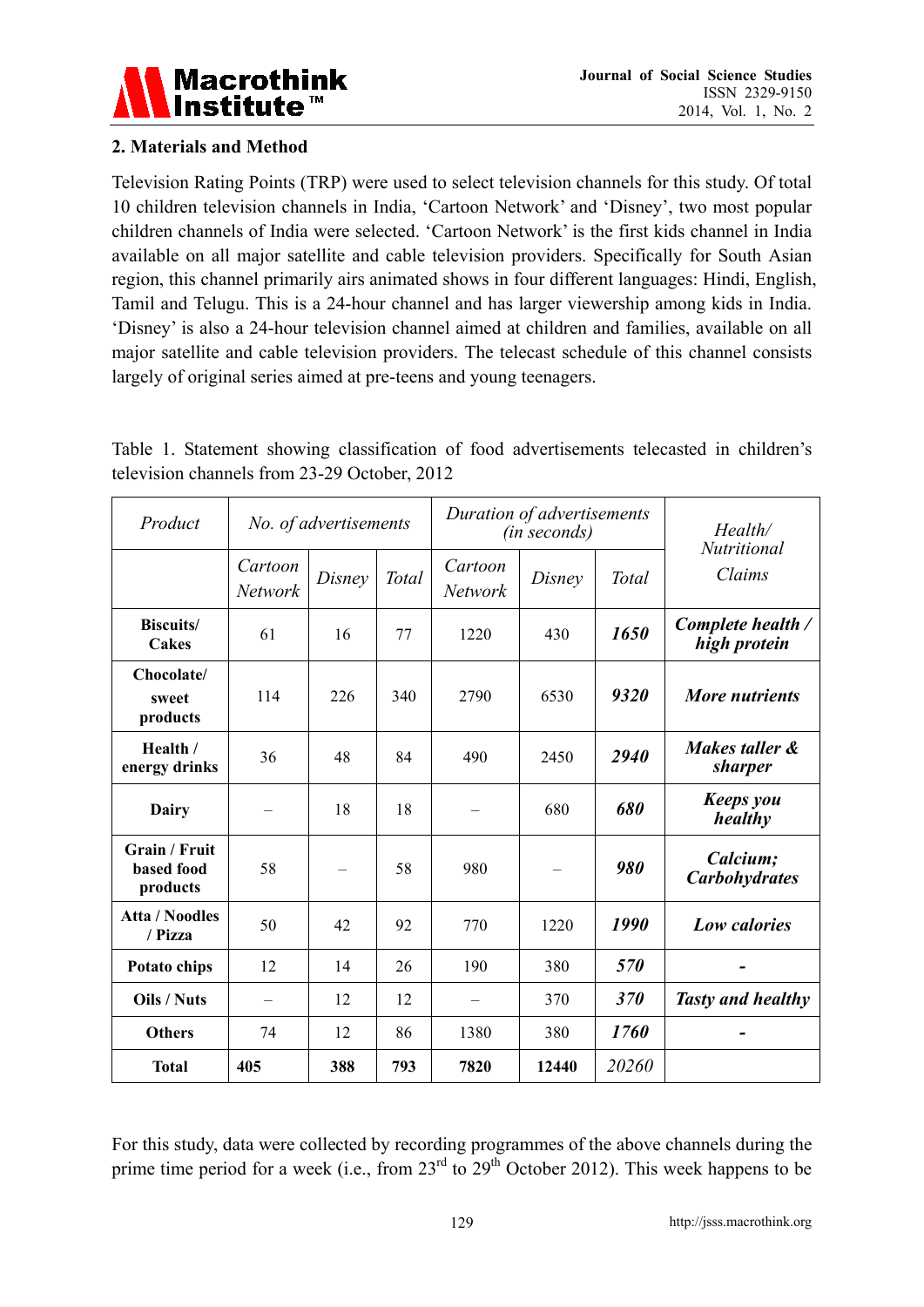## 2. Materials and Method

Television Rating Points (TRP) were used to select television channels for this study. Of total 10 children television channels in India, 'Cartoon Network' and 'Disney', two most popular children channels of India were selected. 'Cartoon Network' is the first kids channel in India available on all major satellite and cable television providers. Specifically for South Asian region, this channel primarily airs animated shows in four different languages: Hindi, English, Tamil and Telugu. This is a 24-hour channel and has larger viewership among kids in India. 'Disney' is also a 24-hour television channel aimed at children and families, available on all major satellite and cable television providers. The telecast schedule of this channel consists largely of original series aimed at pre-teens and young teenagers.

Table 1. Statement showing classification of food advertisements telecasted in children's television channels from 23-29 October, 2012

| *Product* | *No. of advertisements* | | | *Duration of advertisements (in seconds)* | | | *Health/ Nutritional Claims* |
|---|---|---|---|---|---|---|---|
| | *Cartoon Network* | *Disney* | *Total* | *Cartoon Network* | *Disney* | *Total* | |
| **Biscuits/ Cakes** | 61 | 16 | 77 | 1220 | 430 | ***1650*** | ***Complete health / high protein*** |
| **Chocolate/ sweet products** | 114 | 226 | 340 | 2790 | 6530 | ***9320*** | ***More nutrients*** |
| **Health / energy drinks** | 36 | 48 | 84 | 490 | 2450 | ***2940*** | ***Makes taller & sharper*** |
| **Dairy** | – | 18 | 18 | – | 680 | ***680*** | ***Keeps you healthy*** |
| **Grain / Fruit based food products** | 58 | – | 58 | 980 | – | ***980*** | ***Calcium; Carbohydrates*** |
| **Atta / Noodles / Pizza** | 50 | 42 | 92 | 770 | 1220 | ***1990*** | ***Low calories*** |
| **Potato chips** | 12 | 14 | 26 | 190 | 380 | ***570*** | **-** |
| **Oils / Nuts** | – | 12 | 12 | – | 370 | ***370*** | ***Tasty and healthy*** |
| **Others** | 74 | 12 | 86 | 1380 | 380 | ***1760*** | **-** |
| **Total** | **405** | **388** | **793** | **7820** | **12440** | *20260* | |

For this study, data were collected by recording programmes of the above channels during the prime time period for a week (i.e., from 23rd to 29th October 2012). This week happens to be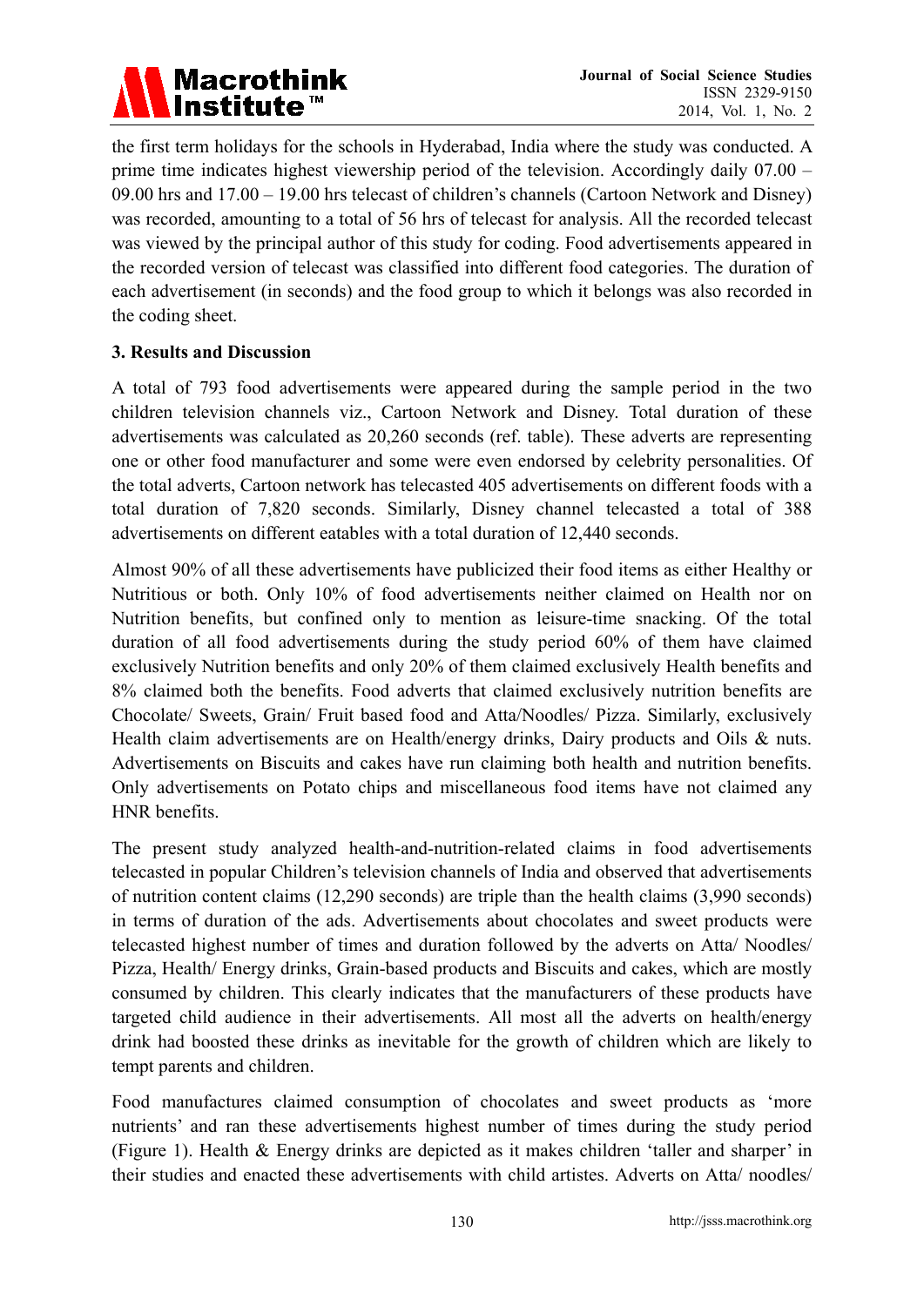the first term holidays for the schools in Hyderabad, India where the study was conducted. A prime time indicates highest viewership period of the television. Accordingly daily 07.00 – 09.00 hrs and 17.00 – 19.00 hrs telecast of children's channels (Cartoon Network and Disney) was recorded, amounting to a total of 56 hrs of telecast for analysis. All the recorded telecast was viewed by the principal author of this study for coding. Food advertisements appeared in the recorded version of telecast was classified into different food categories. The duration of each advertisement (in seconds) and the food group to which it belongs was also recorded in the coding sheet.

## 3. Results and Discussion

A total of 793 food advertisements were appeared during the sample period in the two children television channels viz., Cartoon Network and Disney. Total duration of these advertisements was calculated as 20,260 seconds (ref. table). These adverts are representing one or other food manufacturer and some were even endorsed by celebrity personalities. Of the total adverts, Cartoon network has telecasted 405 advertisements on different foods with a total duration of 7,820 seconds. Similarly, Disney channel telecasted a total of 388 advertisements on different eatables with a total duration of 12,440 seconds.

Almost 90% of all these advertisements have publicized their food items as either Healthy or Nutritious or both. Only 10% of food advertisements neither claimed on Health nor on Nutrition benefits, but confined only to mention as leisure-time snacking. Of the total duration of all food advertisements during the study period 60% of them have claimed exclusively Nutrition benefits and only 20% of them claimed exclusively Health benefits and 8% claimed both the benefits. Food adverts that claimed exclusively nutrition benefits are Chocolate/ Sweets, Grain/ Fruit based food and Atta/Noodles/ Pizza. Similarly, exclusively Health claim advertisements are on Health/energy drinks, Dairy products and Oils & nuts. Advertisements on Biscuits and cakes have run claiming both health and nutrition benefits. Only advertisements on Potato chips and miscellaneous food items have not claimed any HNR benefits.

The present study analyzed health-and-nutrition-related claims in food advertisements telecasted in popular Children's television channels of India and observed that advertisements of nutrition content claims (12,290 seconds) are triple than the health claims (3,990 seconds) in terms of duration of the ads. Advertisements about chocolates and sweet products were telecasted highest number of times and duration followed by the adverts on Atta/ Noodles/ Pizza, Health/ Energy drinks, Grain-based products and Biscuits and cakes, which are mostly consumed by children. This clearly indicates that the manufacturers of these products have targeted child audience in their advertisements. All most all the adverts on health/energy drink had boosted these drinks as inevitable for the growth of children which are likely to tempt parents and children.

Food manufactures claimed consumption of chocolates and sweet products as 'more nutrients' and ran these advertisements highest number of times during the study period (Figure 1). Health & Energy drinks are depicted as it makes children 'taller and sharper' in their studies and enacted these advertisements with child artistes. Adverts on Atta/ noodles/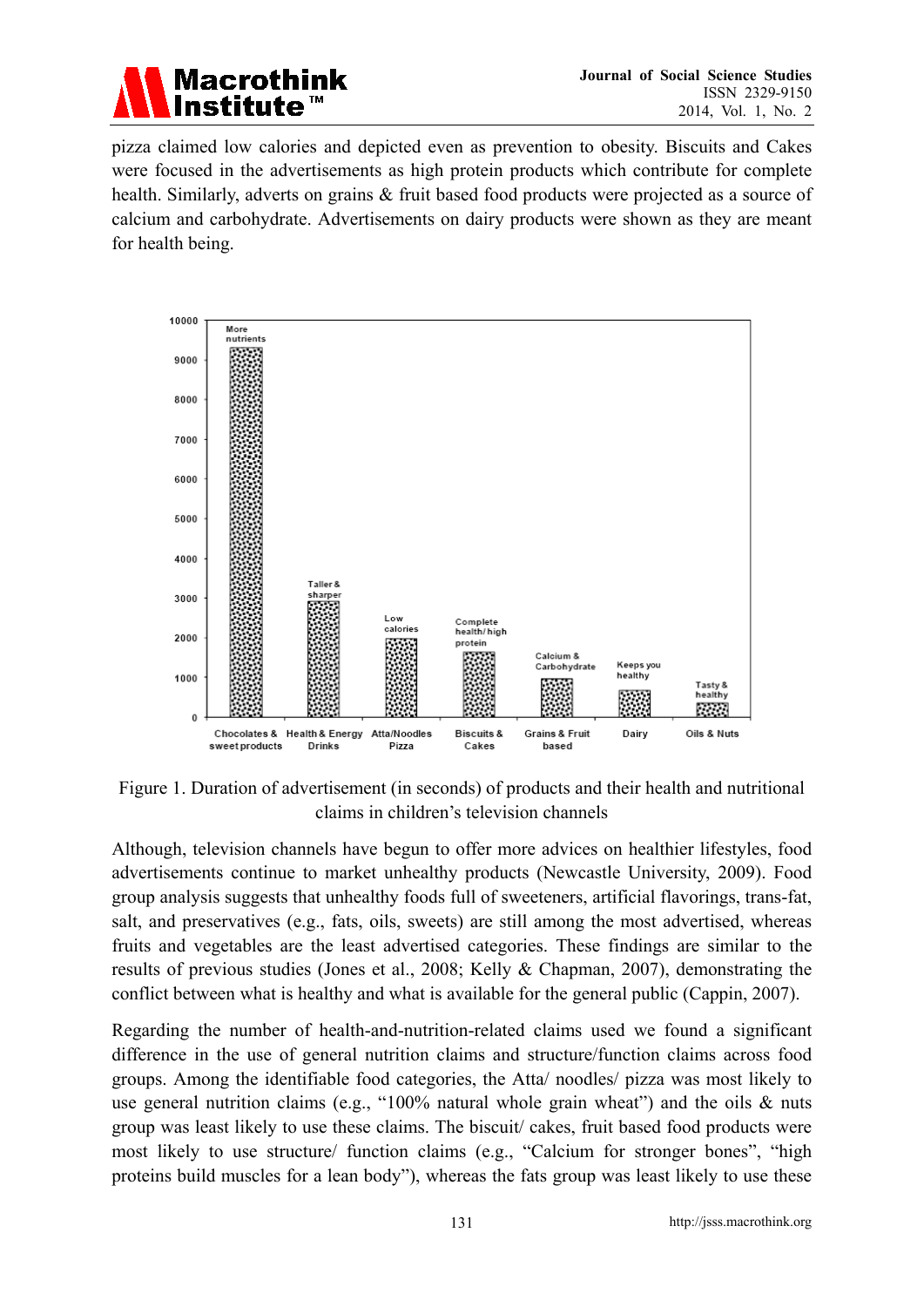pizza claimed low calories and depicted even as prevention to obesity. Biscuits and Cakes were focused in the advertisements as high protein products which contribute for complete health. Similarly, adverts on grains & fruit based food products were projected as a source of calcium and carbohydrate. Advertisements on dairy products were shown as they are meant for health being.

Figure 1. Duration of advertisement (in seconds) of products and their health and nutritional claims in children's television channels

Although, television channels have begun to offer more advices on healthier lifestyles, food advertisements continue to market unhealthy products (Newcastle University, 2009). Food group analysis suggests that unhealthy foods full of sweeteners, artificial flavorings, trans-fat, salt, and preservatives (e.g., fats, oils, sweets) are still among the most advertised, whereas fruits and vegetables are the least advertised categories. These findings are similar to the results of previous studies (Jones et al., 2008; Kelly & Chapman, 2007), demonstrating the conflict between what is healthy and what is available for the general public (Cappin, 2007).

Regarding the number of health-and-nutrition-related claims used we found a significant difference in the use of general nutrition claims and structure/function claims across food groups. Among the identifiable food categories, the Atta/ noodles/ pizza was most likely to use general nutrition claims (e.g., "100% natural whole grain wheat") and the oils & nuts group was least likely to use these claims. The biscuit/ cakes, fruit based food products were most likely to use structure/ function claims (e.g., "Calcium for stronger bones", "high proteins build muscles for a lean body"), whereas the fats group was least likely to use these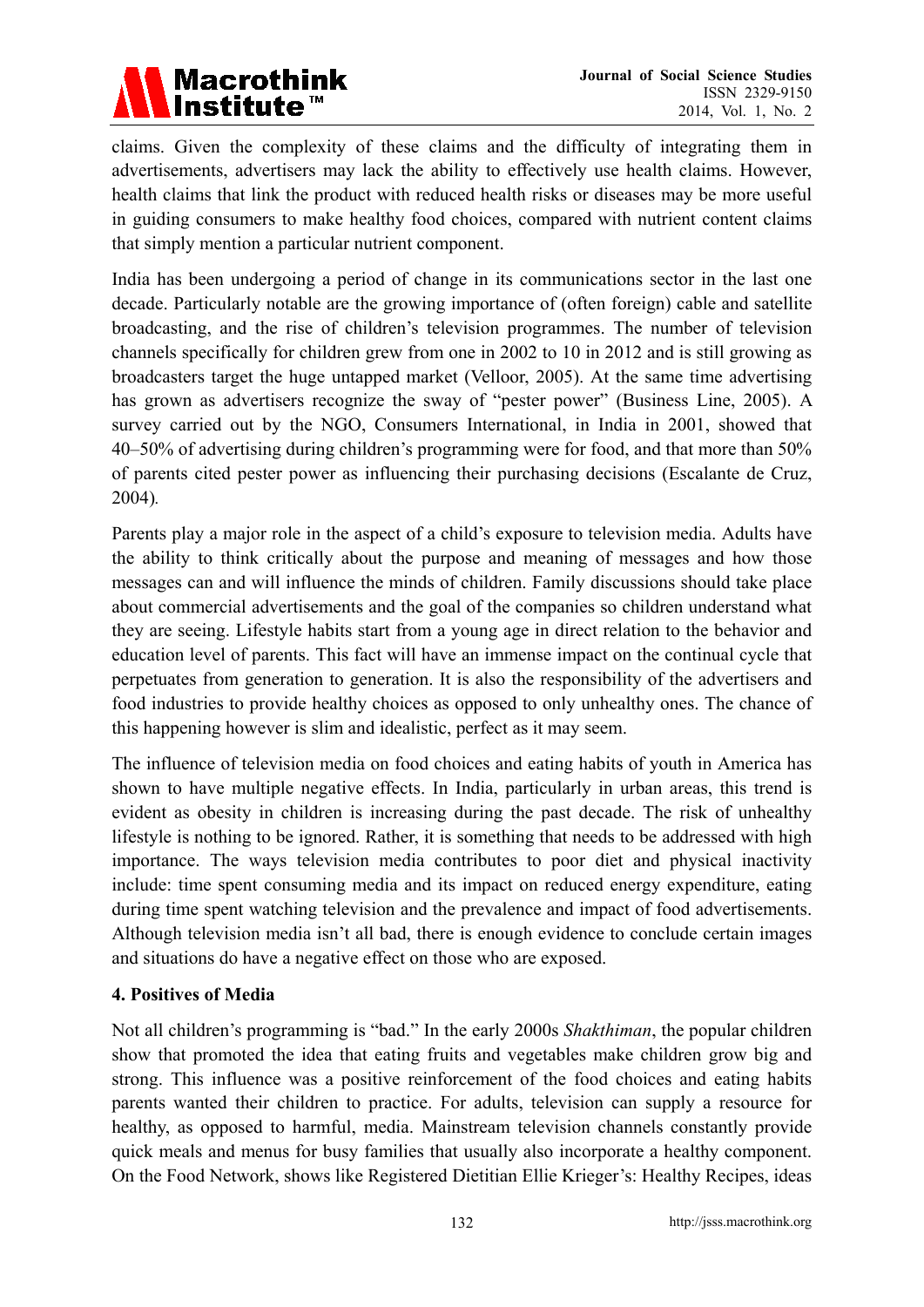claims. Given the complexity of these claims and the difficulty of integrating them in advertisements, advertisers may lack the ability to effectively use health claims. However, health claims that link the product with reduced health risks or diseases may be more useful in guiding consumers to make healthy food choices, compared with nutrient content claims that simply mention a particular nutrient component.

India has been undergoing a period of change in its communications sector in the last one decade. Particularly notable are the growing importance of (often foreign) cable and satellite broadcasting, and the rise of children's television programmes. The number of television channels specifically for children grew from one in 2002 to 10 in 2012 and is still growing as broadcasters target the huge untapped market (Velloor, 2005). At the same time advertising has grown as advertisers recognize the sway of "pester power" (Business Line, 2005). A survey carried out by the NGO, Consumers International, in India in 2001, showed that 40–50% of advertising during children's programming were for food, and that more than 50% of parents cited pester power as influencing their purchasing decisions (Escalante de Cruz, 2004).

Parents play a major role in the aspect of a child's exposure to television media. Adults have the ability to think critically about the purpose and meaning of messages and how those messages can and will influence the minds of children. Family discussions should take place about commercial advertisements and the goal of the companies so children understand what they are seeing. Lifestyle habits start from a young age in direct relation to the behavior and education level of parents. This fact will have an immense impact on the continual cycle that perpetuates from generation to generation. It is also the responsibility of the advertisers and food industries to provide healthy choices as opposed to only unhealthy ones. The chance of this happening however is slim and idealistic, perfect as it may seem.

The influence of television media on food choices and eating habits of youth in America has shown to have multiple negative effects. In India, particularly in urban areas, this trend is evident as obesity in children is increasing during the past decade. The risk of unhealthy lifestyle is nothing to be ignored. Rather, it is something that needs to be addressed with high importance. The ways television media contributes to poor diet and physical inactivity include: time spent consuming media and its impact on reduced energy expenditure, eating during time spent watching television and the prevalence and impact of food advertisements. Although television media isn't all bad, there is enough evidence to conclude certain images and situations do have a negative effect on those who are exposed.

## 4. Positives of Media

Not all children's programming is "bad." In the early 2000s *Shakthiman*, the popular children show that promoted the idea that eating fruits and vegetables make children grow big and strong. This influence was a positive reinforcement of the food choices and eating habits parents wanted their children to practice. For adults, television can supply a resource for healthy, as opposed to harmful, media. Mainstream television channels constantly provide quick meals and menus for busy families that usually also incorporate a healthy component. On the Food Network, shows like Registered Dietitian Ellie Krieger's: Healthy Recipes, ideas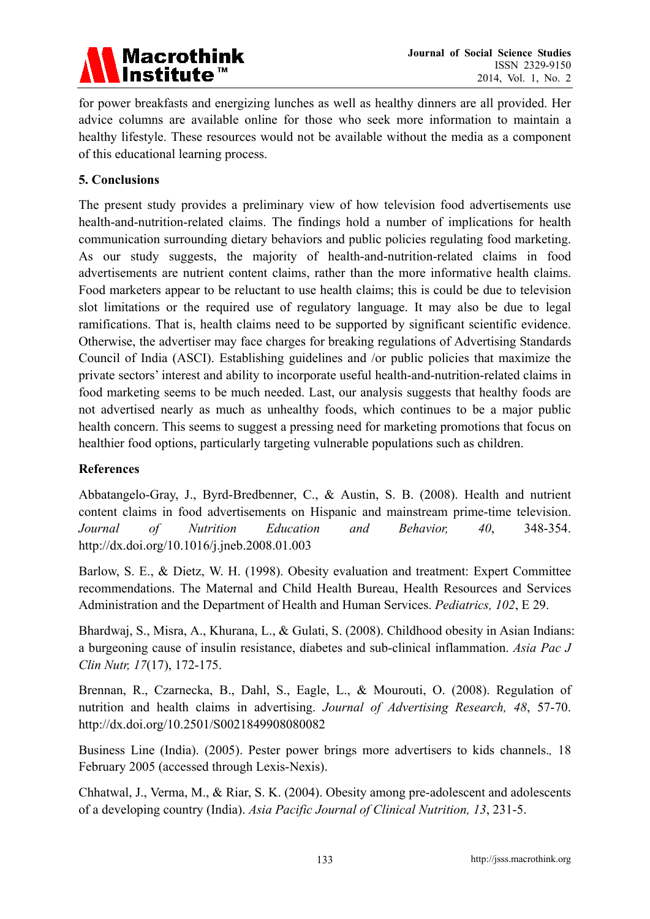for power breakfasts and energizing lunches as well as healthy dinners are all provided. Her advice columns are available online for those who seek more information to maintain a healthy lifestyle. These resources would not be available without the media as a component of this educational learning process.

## 5. Conclusions

The present study provides a preliminary view of how television food advertisements use health-and-nutrition-related claims. The findings hold a number of implications for health communication surrounding dietary behaviors and public policies regulating food marketing. As our study suggests, the majority of health-and-nutrition-related claims in food advertisements are nutrient content claims, rather than the more informative health claims. Food marketers appear to be reluctant to use health claims; this is could be due to television slot limitations or the required use of regulatory language. It may also be due to legal ramifications. That is, health claims need to be supported by significant scientific evidence. Otherwise, the advertiser may face charges for breaking regulations of Advertising Standards Council of India (ASCI). Establishing guidelines and /or public policies that maximize the private sectors' interest and ability to incorporate useful health-and-nutrition-related claims in food marketing seems to be much needed. Last, our analysis suggests that healthy foods are not advertised nearly as much as unhealthy foods, which continues to be a major public health concern. This seems to suggest a pressing need for marketing promotions that focus on healthier food options, particularly targeting vulnerable populations such as children.

## References

Abbatangelo-Gray, J., Byrd-Bredbenner, C., & Austin, S. B. (2008). Health and nutrient content claims in food advertisements on Hispanic and mainstream prime-time television. *Journal of Nutrition Education and Behavior, 40*, 348-354. http://dx.doi.org/10.1016/j.jneb.2008.01.003

Barlow, S. E., & Dietz, W. H. (1998). Obesity evaluation and treatment: Expert Committee recommendations. The Maternal and Child Health Bureau, Health Resources and Services Administration and the Department of Health and Human Services. *Pediatrics, 102*, E 29.

Bhardwaj, S., Misra, A., Khurana, L., & Gulati, S. (2008). Childhood obesity in Asian Indians: a burgeoning cause of insulin resistance, diabetes and sub-clinical inflammation. *Asia Pac J Clin Nutr, 17*(17), 172-175.

Brennan, R., Czarnecka, B., Dahl, S., Eagle, L., & Mourouti, O. (2008). Regulation of nutrition and health claims in advertising. *Journal of Advertising Research, 48*, 57-70. http://dx.doi.org/10.2501/S0021849908080082

Business Line (India). (2005). Pester power brings more advertisers to kids channels.*,* 18 February 2005 (accessed through Lexis-Nexis).

Chhatwal, J., Verma, M., & Riar, S. K. (2004). Obesity among pre-adolescent and adolescents of a developing country (India). *Asia Pacific Journal of Clinical Nutrition, 13*, 231-5.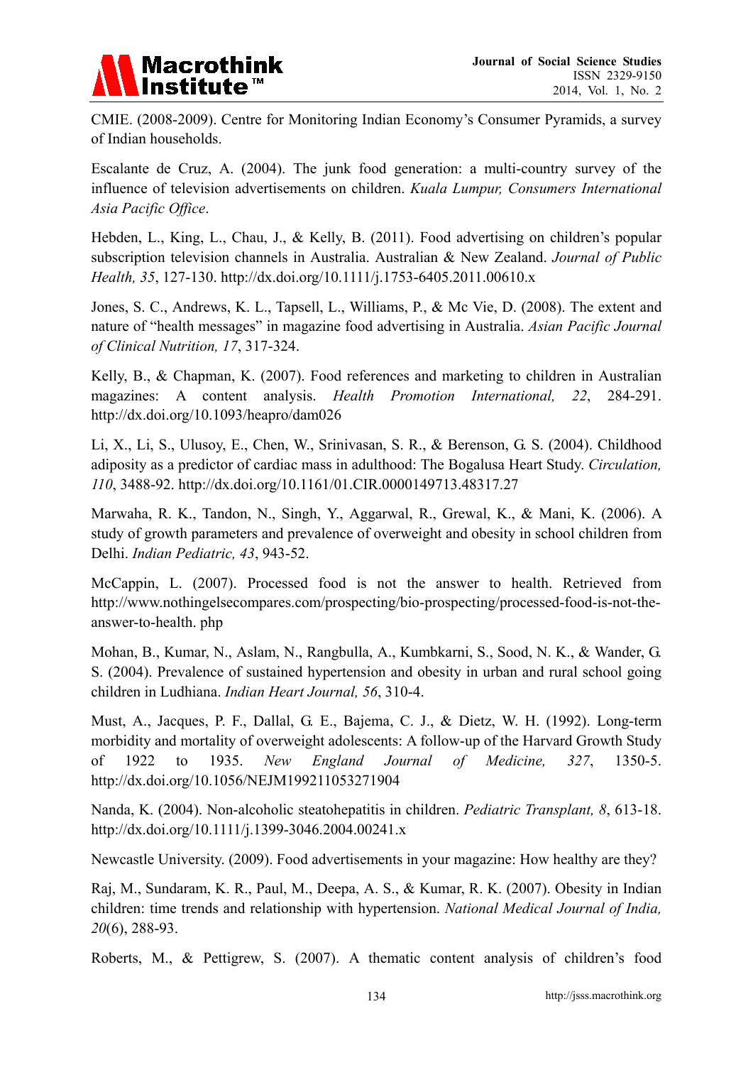CMIE. (2008-2009). Centre for Monitoring Indian Economy's Consumer Pyramids, a survey of Indian households.

Escalante de Cruz, A. (2004). The junk food generation: a multi-country survey of the influence of television advertisements on children. *Kuala Lumpur, Consumers International Asia Pacific Office*.

Hebden, L., King, L., Chau, J., & Kelly, B. (2011). Food advertising on children's popular subscription television channels in Australia. Australian & New Zealand. *Journal of Public Health, 35*, 127-130. http://dx.doi.org/10.1111/j.1753-6405.2011.00610.x

Jones, S. C., Andrews, K. L., Tapsell, L., Williams, P., & Mc Vie, D. (2008). The extent and nature of "health messages" in magazine food advertising in Australia. *Asian Pacific Journal of Clinical Nutrition, 17*, 317-324.

Kelly, B., & Chapman, K. (2007). Food references and marketing to children in Australian magazines: A content analysis. *Health Promotion International, 22*, 284-291. http://dx.doi.org/10.1093/heapro/dam026

Li, X., Li, S., Ulusoy, E., Chen, W., Srinivasan, S. R., & Berenson, G. S. (2004). Childhood adiposity as a predictor of cardiac mass in adulthood: The Bogalusa Heart Study. *Circulation, 110*, 3488-92. http://dx.doi.org/10.1161/01.CIR.0000149713.48317.27

Marwaha, R. K., Tandon, N., Singh, Y., Aggarwal, R., Grewal, K., & Mani, K. (2006). A study of growth parameters and prevalence of overweight and obesity in school children from Delhi. *Indian Pediatric, 43*, 943-52.

McCappin, L. (2007). Processed food is not the answer to health. Retrieved from http://www.nothingelsecompares.com/prospecting/bio-prospecting/processed-food-is-not-the-answer-to-health. php

Mohan, B., Kumar, N., Aslam, N., Rangbulla, A., Kumbkarni, S., Sood, N. K., & Wander, G. S. (2004). Prevalence of sustained hypertension and obesity in urban and rural school going children in Ludhiana. *Indian Heart Journal, 56*, 310-4.

Must, A., Jacques, P. F., Dallal, G. E., Bajema, C. J., & Dietz, W. H. (1992). Long-term morbidity and mortality of overweight adolescents: A follow-up of the Harvard Growth Study of 1922 to 1935. *New England Journal of Medicine, 327*, 1350-5. http://dx.doi.org/10.1056/NEJM199211053271904

Nanda, K. (2004). Non-alcoholic steatohepatitis in children. *Pediatric Transplant, 8*, 613-18. http://dx.doi.org/10.1111/j.1399-3046.2004.00241.x

Newcastle University. (2009). Food advertisements in your magazine: How healthy are they?

Raj, M., Sundaram, K. R., Paul, M., Deepa, A. S., & Kumar, R. K. (2007). Obesity in Indian children: time trends and relationship with hypertension. *National Medical Journal of India, 20*(6), 288-93.

Roberts, M., & Pettigrew, S. (2007). A thematic content analysis of children's food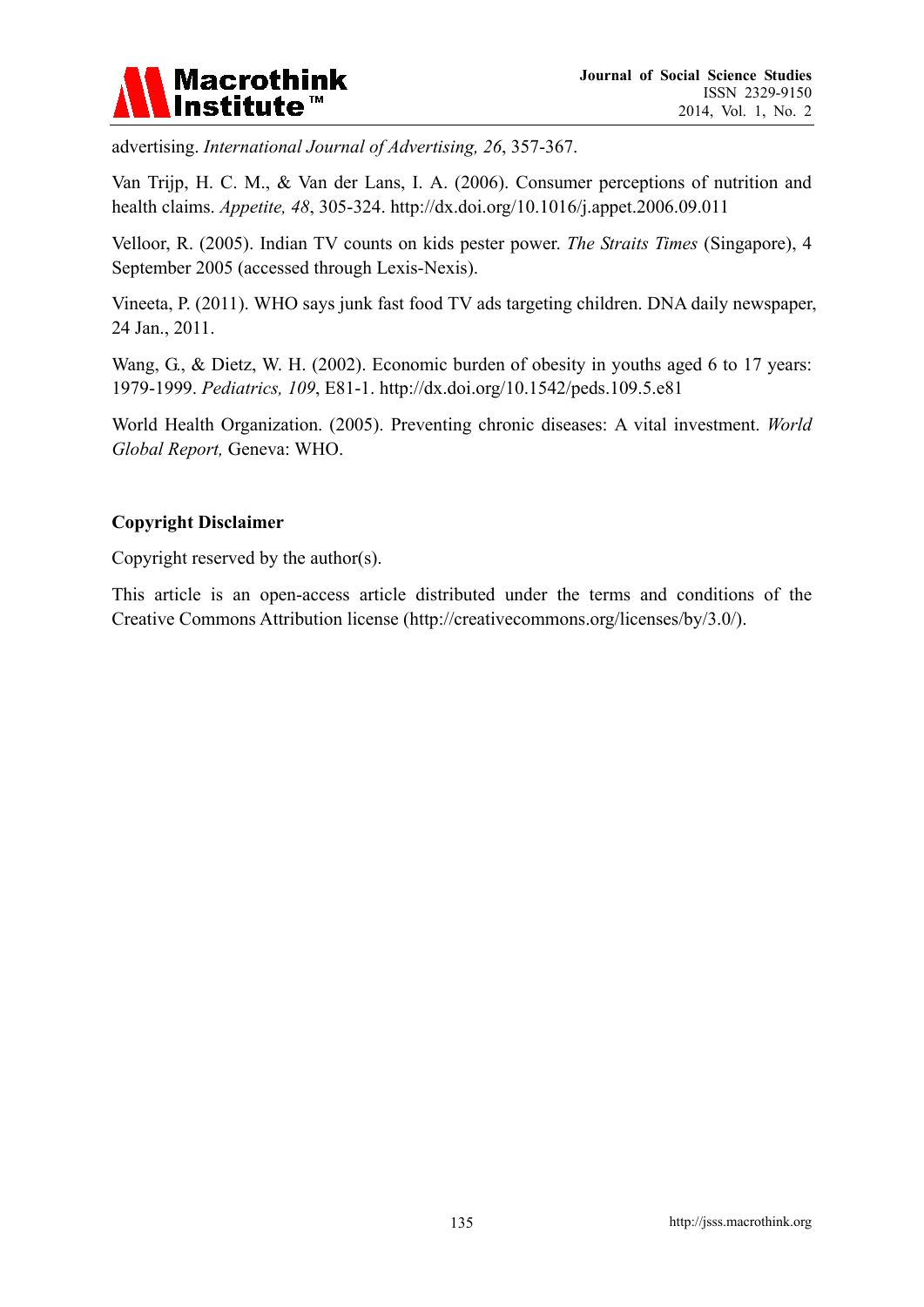advertising. *International Journal of Advertising, 26*, 357-367.

Van Trijp, H. C. M., & Van der Lans, I. A. (2006). Consumer perceptions of nutrition and health claims. *Appetite, 48*, 305-324. http://dx.doi.org/10.1016/j.appet.2006.09.011

Velloor, R. (2005). Indian TV counts on kids pester power. *The Straits Times* (Singapore), 4 September 2005 (accessed through Lexis-Nexis).

Vineeta, P. (2011). WHO says junk fast food TV ads targeting children. DNA daily newspaper, 24 Jan., 2011.

Wang, G., & Dietz, W. H. (2002). Economic burden of obesity in youths aged 6 to 17 years: 1979-1999. *Pediatrics, 109*, E81-1. http://dx.doi.org/10.1542/peds.109.5.e81

World Health Organization. (2005). Preventing chronic diseases: A vital investment. *World Global Report,* Geneva: WHO.

**Copyright Disclaimer**

Copyright reserved by the author(s).

This article is an open-access article distributed under the terms and conditions of the Creative Commons Attribution license (http://creativecommons.org/licenses/by/3.0/).